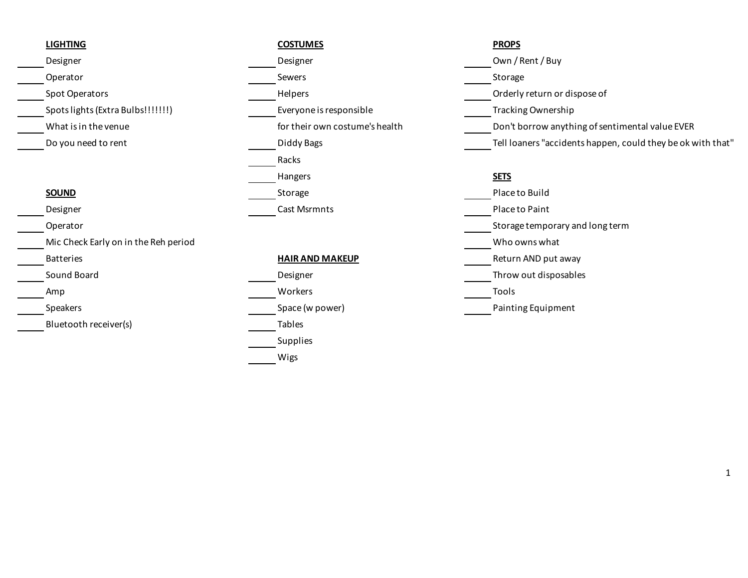**LIGHTING**

- _____ Designer
- _____ Operator
- _____ Spot Operators
- _____ Spots lights (Extra Bulbs!!!!!!!)
- _____ What is in the venue
- _____ Do you need to rent

**SOUND**

- _____ Designer
- _____ Operator
- _____ Mic Check Early on in the Reh period
- _____ Batteries
- _____ Sound Board
- _____ Amp
- _____ Speakers
- _____ Bluetooth receiver(s)

**COSTUMES**

- _____ Designer
- _____ Sewers
- _____ Helpers
- _____ Everyone is responsible for their own costume's health
- _____ Diddy Bags
- _____ Racks
- _____ Hangers
- _____ Storage
- _____ Cast Msrmnts

**HAIR AND MAKEUP**

- _____ Designer
- _____ Workers
- _____ Space (w power)
- _____ Tables
- _____ Supplies
- _____ Wigs

**PROPS**

- _____ Own / Rent / Buy
- _____ Storage
- _____ Orderly return or dispose of
- _____ Tracking Ownership
- _____ Don't borrow anything of sentimental value EVER
- _____ Tell loaners "accidents happen, could they be ok with that"

**SETS**

- _____ Place to Build
- _____ Place to Paint
- _____ Storage temporary and long term
- _____ Who owns what
- _____ Return AND put away
- _____ Throw out disposables
- _____ Tools
- _____ Painting Equipment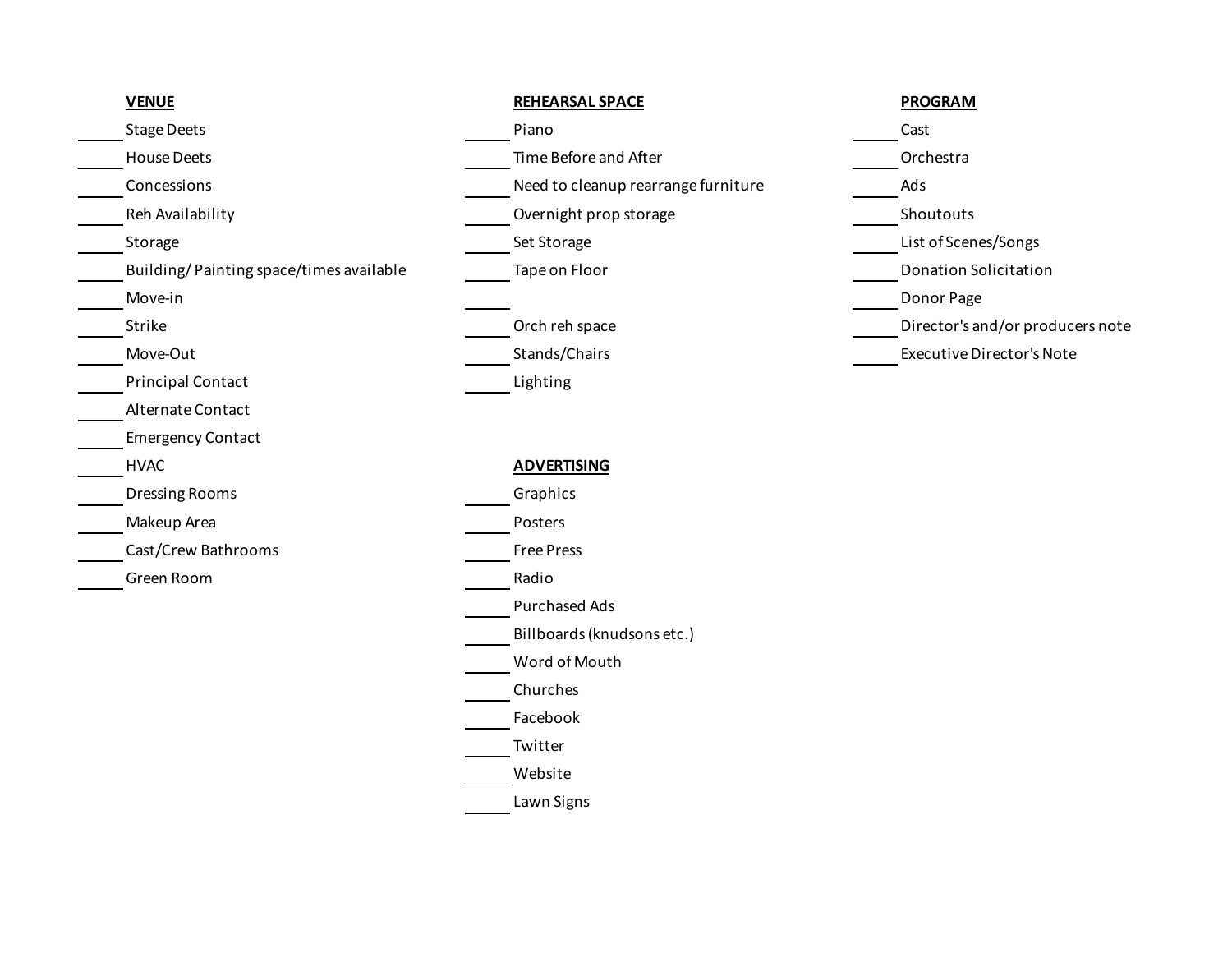**VENUE**

- _____ Stage Deets
- _____ House Deets
- _____ Concessions
- _____ Reh Availability
- _____ Storage
- _____ Building/ Painting space/times available
- _____ Move-in
- _____ Strike
- _____ Move-Out
- _____ Principal Contact
- _____ Alternate Contact
- _____ Emergency Contact
- _____ HVAC
- _____ Dressing Rooms
- _____ Makeup Area
- _____ Cast/Crew Bathrooms
- _____ Green Room

**REHEARSAL SPACE**

- _____ Piano
- _____ Time Before and After
- _____ Need to cleanup rearrange furniture
- _____ Overnight prop storage
- _____ Set Storage
- _____ Tape on Floor
- _____
- _____ Orch reh space
- _____ Stands/Chairs
- _____ Lighting

**ADVERTISING**

- _____ Graphics
- _____ Posters
- _____ Free Press
- _____ Radio
- _____ Purchased Ads
- _____ Billboards (knudsons etc.)
- _____ Word of Mouth
- _____ Churches
- _____ Facebook
- _____ Twitter
- _____ Website
- _____ Lawn Signs

**PROGRAM**

- _____ Cast
- _____ Orchestra
- _____ Ads
- _____ Shoutouts
- _____ List of Scenes/Songs
- _____ Donation Solicitation
- _____ Donor Page
- _____ Director's and/or producers note
- _____ Executive Director's Note